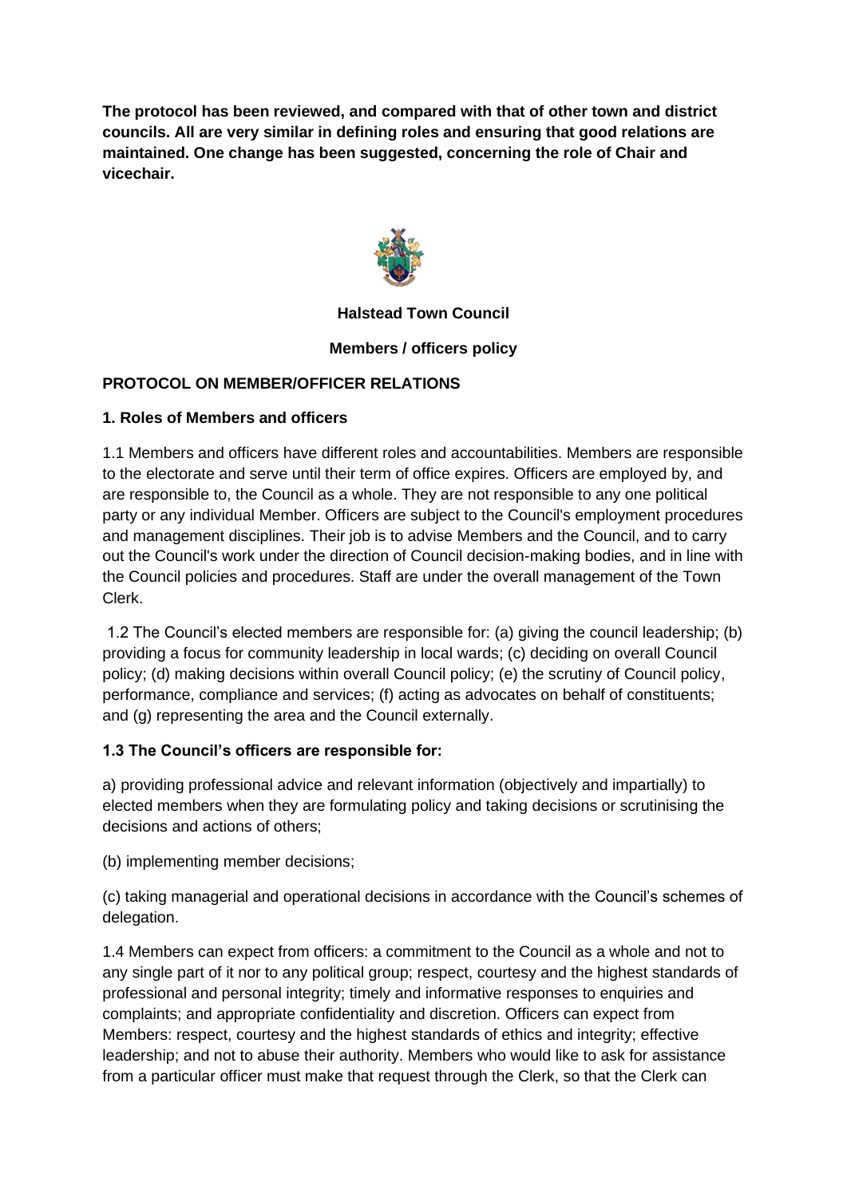**The protocol has been reviewed, and compared with that of other town and district councils. All are very similar in defining roles and ensuring that good relations are maintained. One change has been suggested, concerning the role of Chair and vicechair.**

**Halstead Town Council**

**Members / officers policy**

## PROTOCOL ON MEMBER/OFFICER RELATIONS

### 1. Roles of Members and officers

1.1 Members and officers have different roles and accountabilities. Members are responsible to the electorate and serve until their term of office expires. Officers are employed by, and are responsible to, the Council as a whole. They are not responsible to any one political party or any individual Member. Officers are subject to the Council's employment procedures and management disciplines. Their job is to advise Members and the Council, and to carry out the Council's work under the direction of Council decision-making bodies, and in line with the Council policies and procedures. Staff are under the overall management of the Town Clerk.

1.2 The Council's elected members are responsible for: (a) giving the council leadership; (b) providing a focus for community leadership in local wards; (c) deciding on overall Council policy; (d) making decisions within overall Council policy; (e) the scrutiny of Council policy, performance, compliance and services; (f) acting as advocates on behalf of constituents; and (g) representing the area and the Council externally.

**1.3 The Council's officers are responsible for:**

a) providing professional advice and relevant information (objectively and impartially) to elected members when they are formulating policy and taking decisions or scrutinising the decisions and actions of others;

(b) implementing member decisions;

(c) taking managerial and operational decisions in accordance with the Council's schemes of delegation.

1.4 Members can expect from officers: a commitment to the Council as a whole and not to any single part of it nor to any political group; respect, courtesy and the highest standards of professional and personal integrity; timely and informative responses to enquiries and complaints; and appropriate confidentiality and discretion. Officers can expect from Members: respect, courtesy and the highest standards of ethics and integrity; effective leadership; and not to abuse their authority. Members who would like to ask for assistance from a particular officer must make that request through the Clerk, so that the Clerk can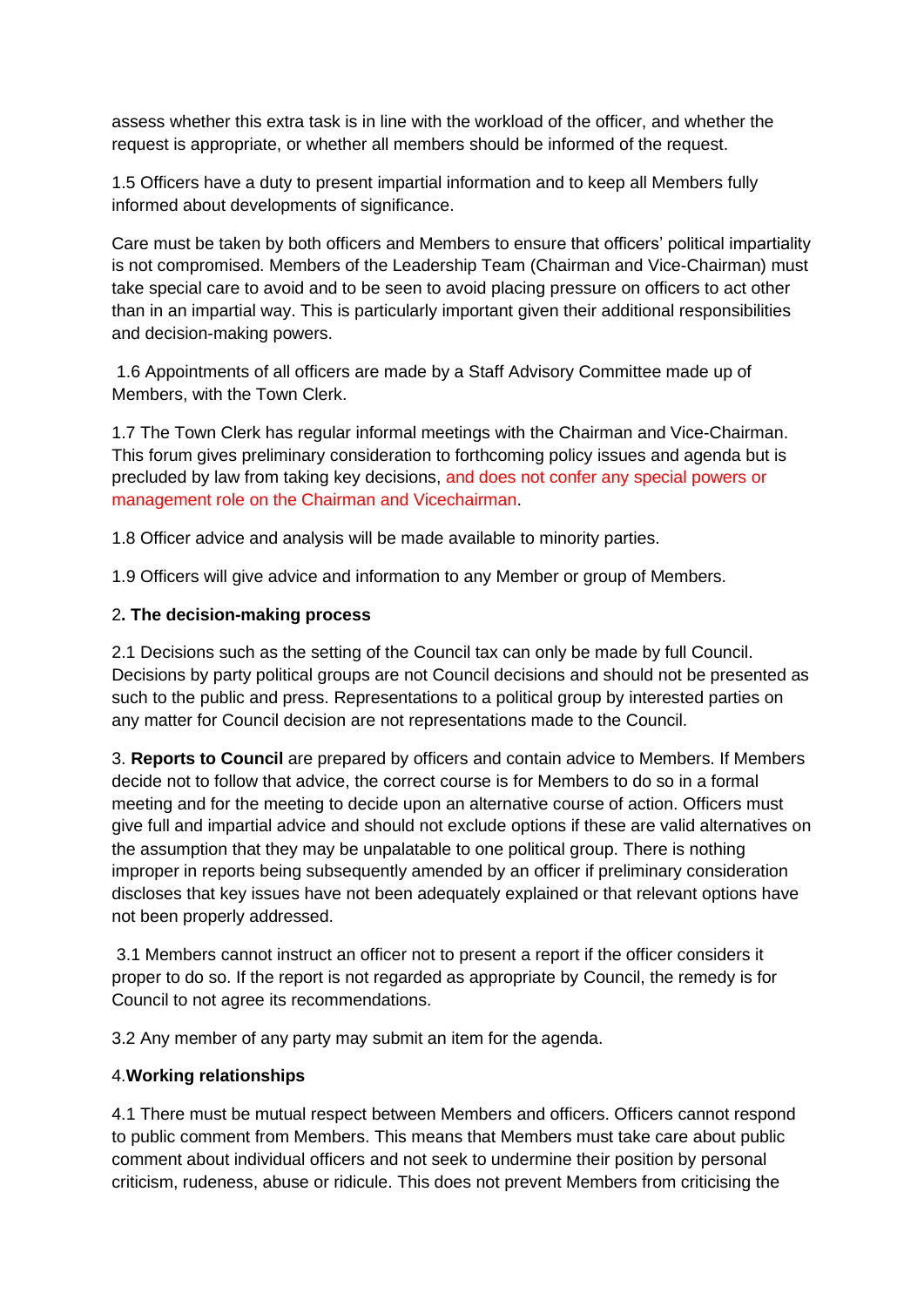assess whether this extra task is in line with the workload of the officer, and whether the request is appropriate, or whether all members should be informed of the request.

1.5 Officers have a duty to present impartial information and to keep all Members fully informed about developments of significance.

Care must be taken by both officers and Members to ensure that officers' political impartiality is not compromised. Members of the Leadership Team (Chairman and Vice-Chairman) must take special care to avoid and to be seen to avoid placing pressure on officers to act other than in an impartial way. This is particularly important given their additional responsibilities and decision-making powers.

1.6 Appointments of all officers are made by a Staff Advisory Committee made up of Members, with the Town Clerk.

1.7 The Town Clerk has regular informal meetings with the Chairman and Vice-Chairman. This forum gives preliminary consideration to forthcoming policy issues and agenda but is precluded by law from taking key decisions, and does not confer any special powers or management role on the Chairman and Vicechairman.

1.8 Officer advice and analysis will be made available to minority parties.

1.9 Officers will give advice and information to any Member or group of Members.

**2. The decision-making process**

2.1 Decisions such as the setting of the Council tax can only be made by full Council. Decisions by party political groups are not Council decisions and should not be presented as such to the public and press. Representations to a political group by interested parties on any matter for Council decision are not representations made to the Council.

3. **Reports to Council** are prepared by officers and contain advice to Members. If Members decide not to follow that advice, the correct course is for Members to do so in a formal meeting and for the meeting to decide upon an alternative course of action. Officers must give full and impartial advice and should not exclude options if these are valid alternatives on the assumption that they may be unpalatable to one political group. There is nothing improper in reports being subsequently amended by an officer if preliminary consideration discloses that key issues have not been adequately explained or that relevant options have not been properly addressed.

3.1 Members cannot instruct an officer not to present a report if the officer considers it proper to do so. If the report is not regarded as appropriate by Council, the remedy is for Council to not agree its recommendations.

3.2 Any member of any party may submit an item for the agenda.

4. **Working relationships**

4.1 There must be mutual respect between Members and officers. Officers cannot respond to public comment from Members. This means that Members must take care about public comment about individual officers and not seek to undermine their position by personal criticism, rudeness, abuse or ridicule. This does not prevent Members from criticising the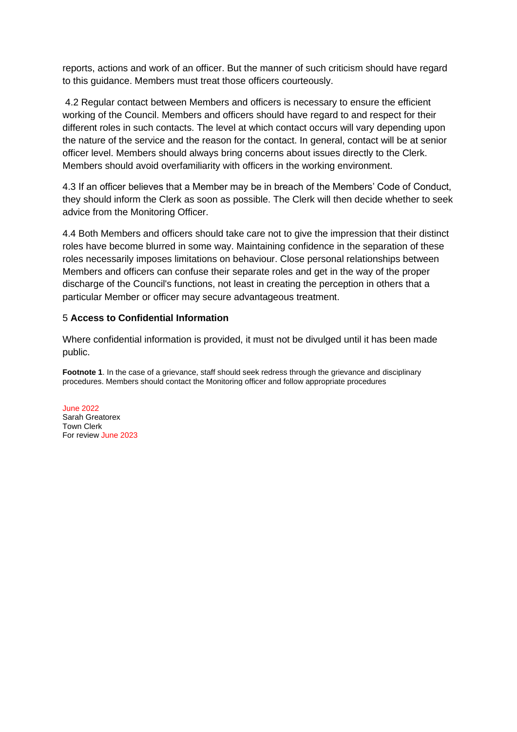reports, actions and work of an officer. But the manner of such criticism should have regard to this guidance. Members must treat those officers courteously.

4.2 Regular contact between Members and officers is necessary to ensure the efficient working of the Council. Members and officers should have regard to and respect for their different roles in such contacts. The level at which contact occurs will vary depending upon the nature of the service and the reason for the contact. In general, contact will be at senior officer level. Members should always bring concerns about issues directly to the Clerk. Members should avoid overfamiliarity with officers in the working environment.

4.3 If an officer believes that a Member may be in breach of the Members' Code of Conduct, they should inform the Clerk as soon as possible. The Clerk will then decide whether to seek advice from the Monitoring Officer.

4.4 Both Members and officers should take care not to give the impression that their distinct roles have become blurred in some way. Maintaining confidence in the separation of these roles necessarily imposes limitations on behaviour. Close personal relationships between Members and officers can confuse their separate roles and get in the way of the proper discharge of the Council's functions, not least in creating the perception in others that a particular Member or officer may secure advantageous treatment.

## 5 **Access to Confidential Information**

Where confidential information is provided, it must not be divulged until it has been made public.

**Footnote 1**. In the case of a grievance, staff should seek redress through the grievance and disciplinary procedures. Members should contact the Monitoring officer and follow appropriate procedures

June 2022
Sarah Greatorex
Town Clerk
For review June 2023